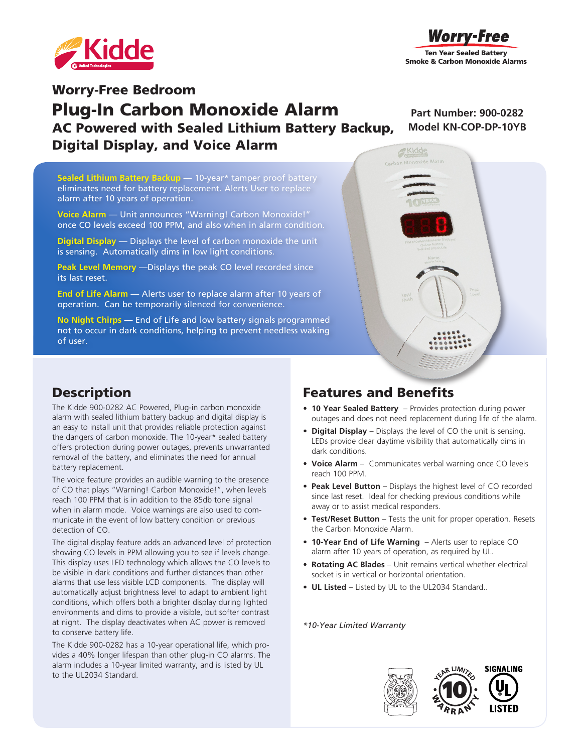Kidde

**Worry-Free**
Ten Year Sealed Battery
Smoke & Carbon Monoxide Alarms

## Worry-Free Bedroom

# Plug-In Carbon Monoxide Alarm

## AC Powered with Sealed Lithium Battery Backup, Digital Display, and Voice Alarm

**Part Number: 900-0282**
**Model KN-COP-DP-10YB**

**Sealed Lithium Battery Backup** — 10-year* tamper proof battery eliminates need for battery replacement. Alerts User to replace alarm after 10 years of operation.

**Voice Alarm** — Unit announces "Warning! Carbon Monoxide!" once CO levels exceed 100 PPM, and also when in alarm condition.

**Digital Display** — Displays the level of carbon monoxide the unit is sensing. Automatically dims in low light conditions.

**Peak Level Memory** —Displays the peak CO level recorded since its last reset.

**End of Life Alarm** — Alerts user to replace alarm after 10 years of operation. Can be temporarily silenced for convenience.

**No Night Chirps** — End of Life and low battery signals programmed not to occur in dark conditions, helping to prevent needless waking of user.

## Description

The Kidde 900-0282 AC Powered, Plug-in carbon monoxide alarm with sealed lithium battery backup and digital display is an easy to install unit that provides reliable protection against the dangers of carbon monoxide. The 10-year* sealed battery offers protection during power outages, prevents unwarranted removal of the battery, and eliminates the need for annual battery replacement.

The voice feature provides an audible warning to the presence of CO that plays "Warning! Carbon Monoxide!", when levels reach 100 PPM that is in addition to the 85db tone signal when in alarm mode. Voice warnings are also used to communicate in the event of low battery condition or previous detection of CO.

The digital display feature adds an advanced level of protection showing CO levels in PPM allowing you to see if levels change. This display uses LED technology which allows the CO levels to be visible in dark conditions and further distances than other alarms that use less visible LCD components. The display will automatically adjust brightness level to adapt to ambient light conditions, which offers both a brighter display during lighted environments and dims to provide a visible, but softer contrast at night. The display deactivates when AC power is removed to conserve battery life.

The Kidde 900-0282 has a 10-year operational life, which provides a 40% longer lifespan than other plug-in CO alarms. The alarm includes a 10-year limited warranty, and is listed by UL to the UL2034 Standard.

## Features and Benefits

- **10 Year Sealed Battery** – Provides protection during power outages and does not need replacement during life of the alarm.
- **Digital Display** – Displays the level of CO the unit is sensing. LEDs provide clear daytime visibility that automatically dims in dark conditions.
- **Voice Alarm** – Communicates verbal warning once CO levels reach 100 PPM.
- **Peak Level Button** – Displays the highest level of CO recorded since last reset. Ideal for checking previous conditions while away or to assist medical responders.
- **Test/Reset Button** – Tests the unit for proper operation. Resets the Carbon Monoxide Alarm.
- **10-Year End of Life Warning** – Alerts user to replace CO alarm after 10 years of operation, as required by UL.
- **Rotating AC Blades** – Unit remains vertical whether electrical socket is in vertical or horizontal orientation.
- **UL Listed** – Listed by UL to the UL2034 Standard..

*\*10-Year Limited Warranty*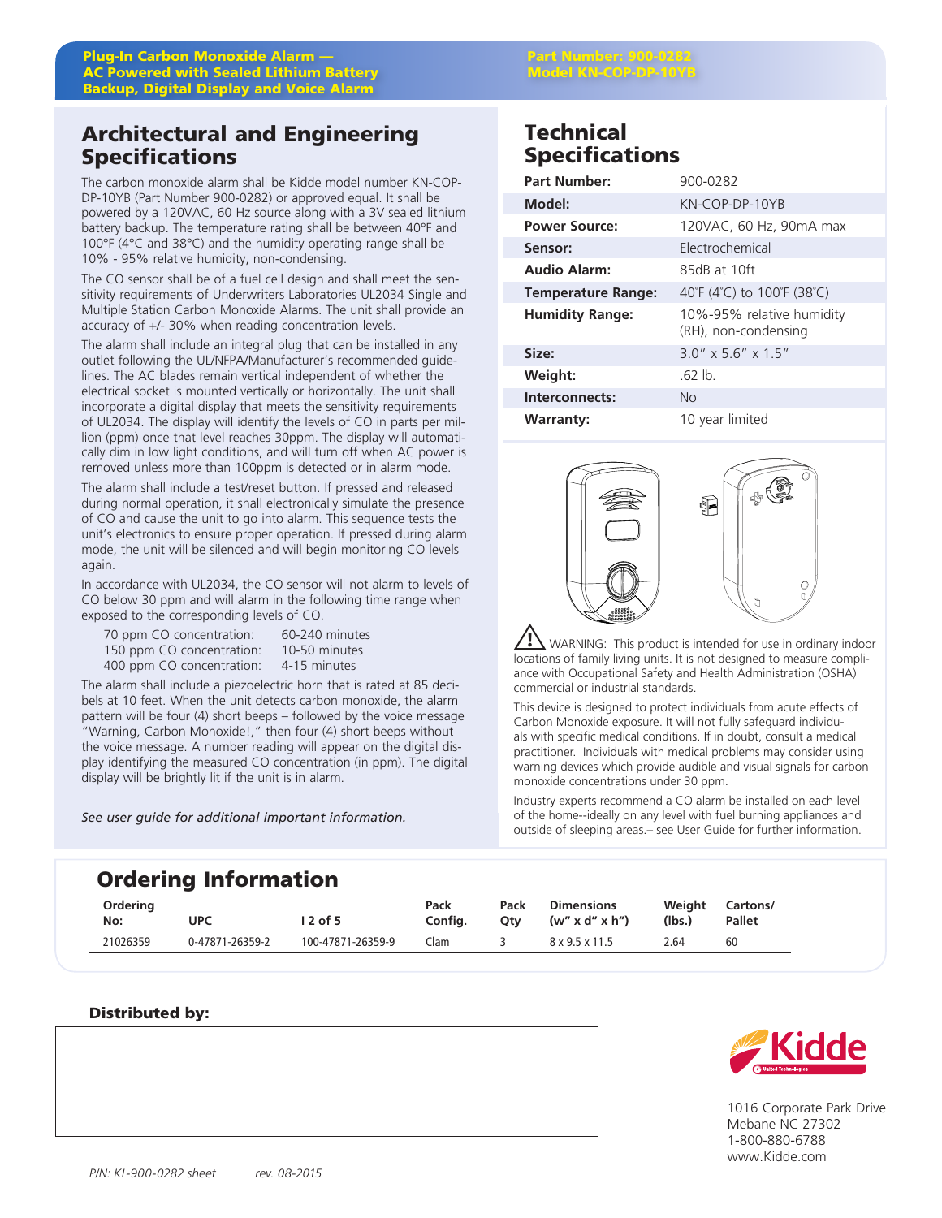Plug-In Carbon Monoxide Alarm — AC Powered with Sealed Lithium Battery Backup, Digital Display and Voice Alarm

Part Number: 900-0282
Model KN-COP-DP-10YB

## Architectural and Engineering Specifications

The carbon monoxide alarm shall be Kidde model number KN-COP-DP-10YB (Part Number 900-0282) or approved equal. It shall be powered by a 120VAC, 60 Hz source along with a 3V sealed lithium battery backup. The temperature rating shall be between 40°F and 100°F (4°C and 38°C) and the humidity operating range shall be 10% - 95% relative humidity, non-condensing.

The CO sensor shall be of a fuel cell design and shall meet the sensitivity requirements of Underwriters Laboratories UL2034 Single and Multiple Station Carbon Monoxide Alarms. The unit shall provide an accuracy of +/- 30% when reading concentration levels.

The alarm shall include an integral plug that can be installed in any outlet following the UL/NFPA/Manufacturer's recommended guidelines. The AC blades remain vertical independent of whether the electrical socket is mounted vertically or horizontally. The unit shall incorporate a digital display that meets the sensitivity requirements of UL2034. The display will identify the levels of CO in parts per million (ppm) once that level reaches 30ppm. The display will automatically dim in low light conditions, and will turn off when AC power is removed unless more than 100ppm is detected or in alarm mode.

The alarm shall include a test/reset button. If pressed and released during normal operation, it shall electronically simulate the presence of CO and cause the unit to go into alarm. This sequence tests the unit's electronics to ensure proper operation. If pressed during alarm mode, the unit will be silenced and will begin monitoring CO levels again.

In accordance with UL2034, the CO sensor will not alarm to levels of CO below 30 ppm and will alarm in the following time range when exposed to the corresponding levels of CO.

| | |
|---|---|
| 70 ppm CO concentration: | 60-240 minutes |
| 150 ppm CO concentration: | 10-50 minutes |
| 400 ppm CO concentration: | 4-15 minutes |

The alarm shall include a piezoelectric horn that is rated at 85 decibels at 10 feet. When the unit detects carbon monoxide, the alarm pattern will be four (4) short beeps – followed by the voice message "Warning, Carbon Monoxide!," then four (4) short beeps without the voice message. A number reading will appear on the digital display identifying the measured CO concentration (in ppm). The digital display will be brightly lit if the unit is in alarm.

*See user guide for additional important information.*

## Technical Specifications

| | |
|---|---|
| **Part Number:** | 900-0282 |
| **Model:** | KN-COP-DP-10YB |
| **Power Source:** | 120VAC, 60 Hz, 90mA max |
| **Sensor:** | Electrochemical |
| **Audio Alarm:** | 85dB at 10ft |
| **Temperature Range:** | 40˚F (4˚C) to 100˚F (38˚C) |
| **Humidity Range:** | 10%-95% relative humidity (RH), non-condensing |
| **Size:** | 3.0" x 5.6" x 1.5" |
| **Weight:** | .62 lb. |
| **Interconnects:** | No |
| **Warranty:** | 10 year limited |

WARNING: This product is intended for use in ordinary indoor locations of family living units. It is not designed to measure compliance with Occupational Safety and Health Administration (OSHA) commercial or industrial standards.

This device is designed to protect individuals from acute effects of Carbon Monoxide exposure. It will not fully safeguard individuals with specific medical conditions. If in doubt, consult a medical practitioner. Individuals with medical problems may consider using warning devices which provide audible and visual signals for carbon monoxide concentrations under 30 ppm.

Industry experts recommend a CO alarm be installed on each level of the home--ideally on any level with fuel burning appliances and outside of sleeping areas.– see User Guide for further information.

## Ordering Information

| Ordering No: | UPC | I 2 of 5 | Pack Config. | Pack Qty | Dimensions (w" x d" x h") | Weight (lbs.) | Cartons/ Pallet |
|---|---|---|---|---|---|---|---|
| 21026359 | 0-47871-26359-2 | 100-47871-26359-9 | Clam | 3 | 8 x 9.5 x 11.5 | 2.64 | 60 |

**Distributed by:**

Kidde
United Technologies

1016 Corporate Park Drive
Mebane NC 27302
1-800-880-6788
www.Kidde.com

*P/N: KL-900-0282 sheet* *rev. 08-2015*